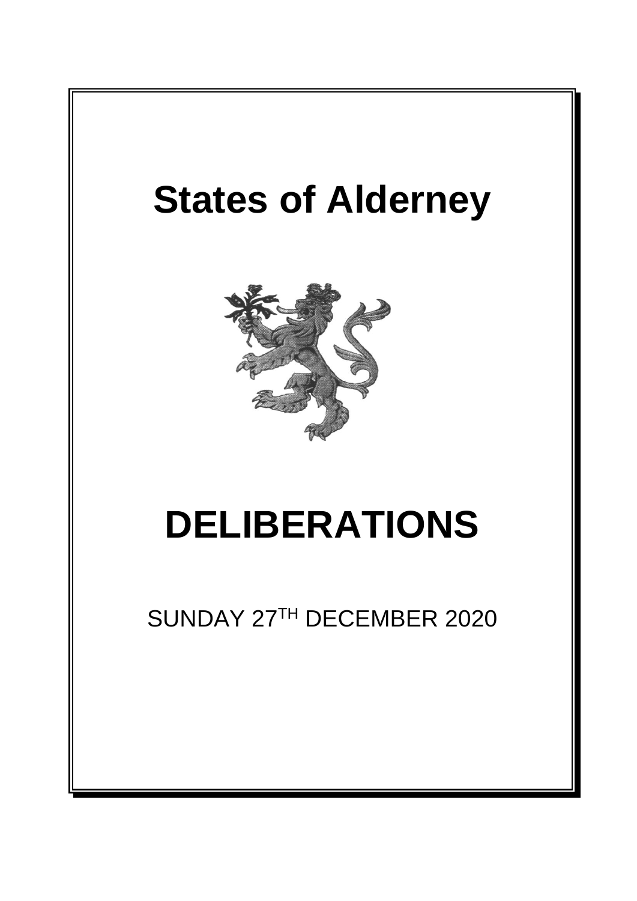# States of Alderney

# DELIBERATIONS

SUNDAY 27TH DECEMBER 2020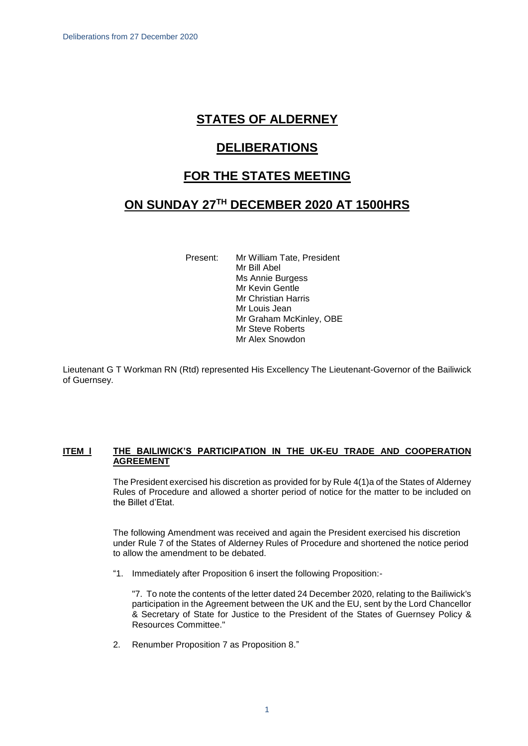# STATES OF ALDERNEY

# DELIBERATIONS

# FOR THE STATES MEETING

# ON SUNDAY 27TH DECEMBER 2020 AT 1500HRS

Present: Mr William Tate, President
Mr Bill Abel
Ms Annie Burgess
Mr Kevin Gentle
Mr Christian Harris
Mr Louis Jean
Mr Graham McKinley, OBE
Mr Steve Roberts
Mr Alex Snowdon

Lieutenant G T Workman RN (Rtd) represented His Excellency The Lieutenant-Governor of the Bailiwick of Guernsey.

**ITEM I THE BAILIWICK'S PARTICIPATION IN THE UK-EU TRADE AND COOPERATION AGREEMENT**

The President exercised his discretion as provided for by Rule 4(1)a of the States of Alderney Rules of Procedure and allowed a shorter period of notice for the matter to be included on the Billet d'Etat.

The following Amendment was received and again the President exercised his discretion under Rule 7 of the States of Alderney Rules of Procedure and shortened the notice period to allow the amendment to be debated.

"1. Immediately after Proposition 6 insert the following Proposition:-

"7. To note the contents of the letter dated 24 December 2020, relating to the Bailiwick's participation in the Agreement between the UK and the EU, sent by the Lord Chancellor & Secretary of State for Justice to the President of the States of Guernsey Policy & Resources Committee."

2. Renumber Proposition 7 as Proposition 8."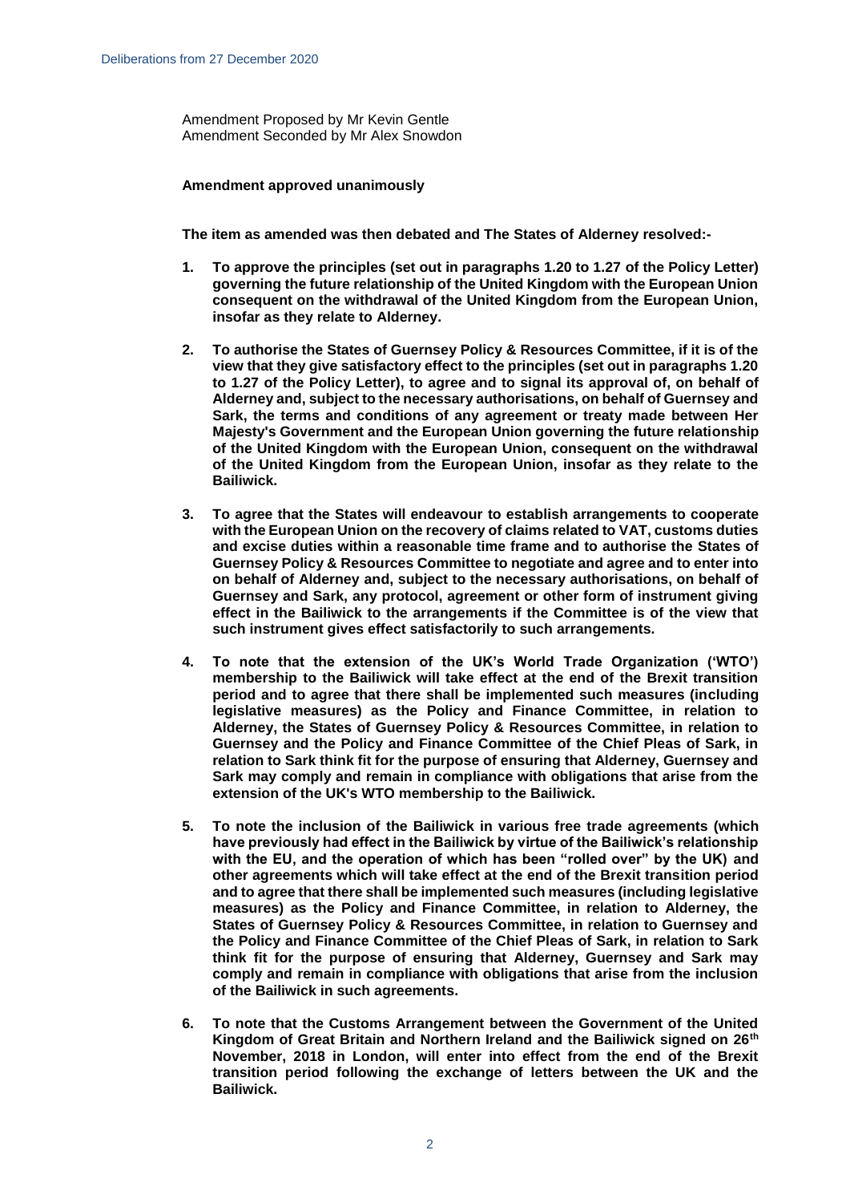Amendment Proposed by Mr Kevin Gentle
Amendment Seconded by Mr Alex Snowdon

**Amendment approved unanimously**

**The item as amended was then debated and The States of Alderney resolved:-**

1. **To approve the principles (set out in paragraphs 1.20 to 1.27 of the Policy Letter) governing the future relationship of the United Kingdom with the European Union consequent on the withdrawal of the United Kingdom from the European Union, insofar as they relate to Alderney.**

2. **To authorise the States of Guernsey Policy & Resources Committee, if it is of the view that they give satisfactory effect to the principles (set out in paragraphs 1.20 to 1.27 of the Policy Letter), to agree and to signal its approval of, on behalf of Alderney and, subject to the necessary authorisations, on behalf of Guernsey and Sark, the terms and conditions of any agreement or treaty made between Her Majesty's Government and the European Union governing the future relationship of the United Kingdom with the European Union, consequent on the withdrawal of the United Kingdom from the European Union, insofar as they relate to the Bailiwick.**

3. **To agree that the States will endeavour to establish arrangements to cooperate with the European Union on the recovery of claims related to VAT, customs duties and excise duties within a reasonable time frame and to authorise the States of Guernsey Policy & Resources Committee to negotiate and agree and to enter into on behalf of Alderney and, subject to the necessary authorisations, on behalf of Guernsey and Sark, any protocol, agreement or other form of instrument giving effect in the Bailiwick to the arrangements if the Committee is of the view that such instrument gives effect satisfactorily to such arrangements.**

4. **To note that the extension of the UK's World Trade Organization ('WTO') membership to the Bailiwick will take effect at the end of the Brexit transition period and to agree that there shall be implemented such measures (including legislative measures) as the Policy and Finance Committee, in relation to Alderney, the States of Guernsey Policy & Resources Committee, in relation to Guernsey and the Policy and Finance Committee of the Chief Pleas of Sark, in relation to Sark think fit for the purpose of ensuring that Alderney, Guernsey and Sark may comply and remain in compliance with obligations that arise from the extension of the UK's WTO membership to the Bailiwick.**

5. **To note the inclusion of the Bailiwick in various free trade agreements (which have previously had effect in the Bailiwick by virtue of the Bailiwick's relationship with the EU, and the operation of which has been "rolled over" by the UK) and other agreements which will take effect at the end of the Brexit transition period and to agree that there shall be implemented such measures (including legislative measures) as the Policy and Finance Committee, in relation to Alderney, the States of Guernsey Policy & Resources Committee, in relation to Guernsey and the Policy and Finance Committee of the Chief Pleas of Sark, in relation to Sark think fit for the purpose of ensuring that Alderney, Guernsey and Sark may comply and remain in compliance with obligations that arise from the inclusion of the Bailiwick in such agreements.**

6. **To note that the Customs Arrangement between the Government of the United Kingdom of Great Britain and Northern Ireland and the Bailiwick signed on 26th November, 2018 in London, will enter into effect from the end of the Brexit transition period following the exchange of letters between the UK and the Bailiwick.**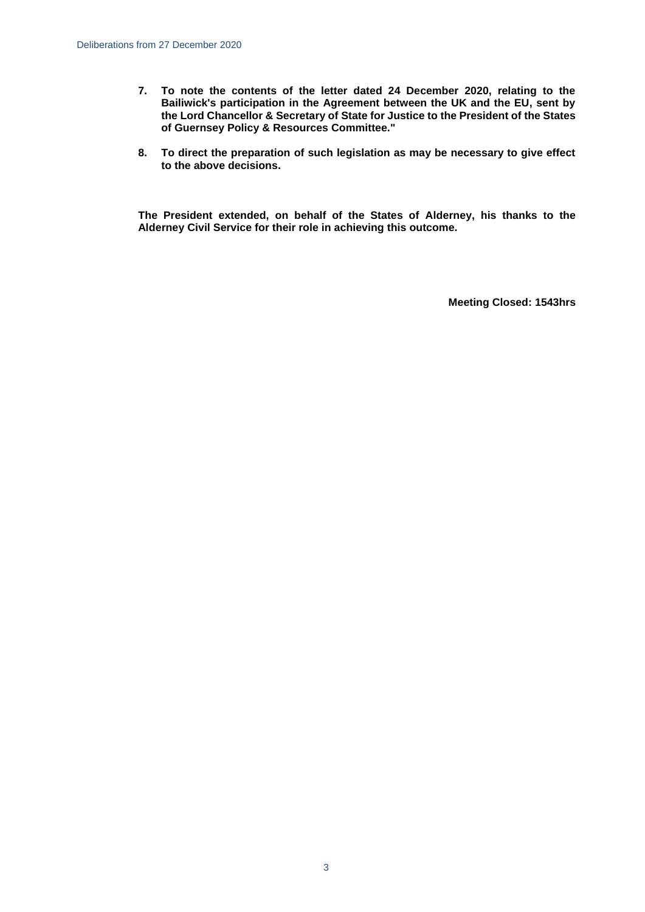7. **To note the contents of the letter dated 24 December 2020, relating to the Bailiwick's participation in the Agreement between the UK and the EU, sent by the Lord Chancellor & Secretary of State for Justice to the President of the States of Guernsey Policy & Resources Committee."**

8. **To direct the preparation of such legislation as may be necessary to give effect to the above decisions.**

**The President extended, on behalf of the States of Alderney, his thanks to the Alderney Civil Service for their role in achieving this outcome.**

**Meeting Closed: 1543hrs**